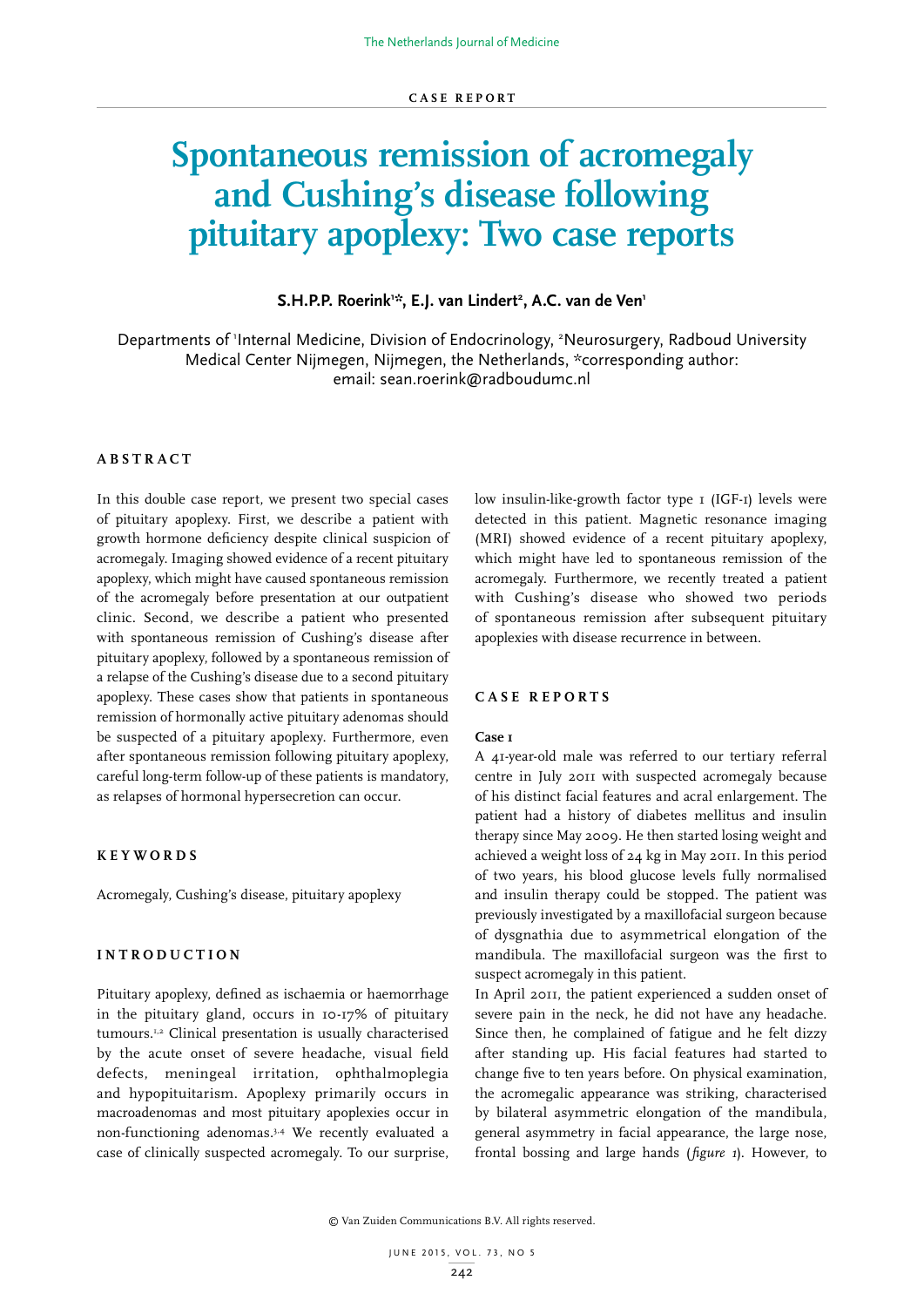CASE REPORT

# Spontaneous remission of acromegaly and Cushing's disease following pituitary apoplexy: Two case reports

**S.H.P.P. Roerink[1]*, E.J. van Lindert[2], A.C. van de Ven[1]**

Departments of [1]Internal Medicine, Division of Endocrinology, [2]Neurosurgery, Radboud University Medical Center Nijmegen, Nijmegen, the Netherlands, *corresponding author: email: sean.roerink@radboudumc.nl

## ABSTRACT

In this double case report, we present two special cases of pituitary apoplexy. First, we describe a patient with growth hormone deficiency despite clinical suspicion of acromegaly. Imaging showed evidence of a recent pituitary apoplexy, which might have caused spontaneous remission of the acromegaly before presentation at our outpatient clinic. Second, we describe a patient who presented with spontaneous remission of Cushing's disease after pituitary apoplexy, followed by a spontaneous remission of a relapse of the Cushing's disease due to a second pituitary apoplexy. These cases show that patients in spontaneous remission of hormonally active pituitary adenomas should be suspected of a pituitary apoplexy. Furthermore, even after spontaneous remission following pituitary apoplexy, careful long-term follow-up of these patients is mandatory, as relapses of hormonal hypersecretion can occur.

## KEYWORDS

Acromegaly, Cushing's disease, pituitary apoplexy

## INTRODUCTION

Pituitary apoplexy, defined as ischaemia or haemorrhage in the pituitary gland, occurs in 10-17% of pituitary tumours.[1,2] Clinical presentation is usually characterised by the acute onset of severe headache, visual field defects, meningeal irritation, ophthalmoplegia and hypopituitarism. Apoplexy primarily occurs in macroadenomas and most pituitary apoplexies occur in non-functioning adenomas.[3,4] We recently evaluated a case of clinically suspected acromegaly. To our surprise, low insulin-like-growth factor type 1 (IGF-1) levels were detected in this patient. Magnetic resonance imaging (MRI) showed evidence of a recent pituitary apoplexy, which might have led to spontaneous remission of the acromegaly. Furthermore, we recently treated a patient with Cushing's disease who showed two periods of spontaneous remission after subsequent pituitary apoplexies with disease recurrence in between.

## CASE REPORTS

### Case 1

A 41-year-old male was referred to our tertiary referral centre in July 2011 with suspected acromegaly because of his distinct facial features and acral enlargement. The patient had a history of diabetes mellitus and insulin therapy since May 2009. He then started losing weight and achieved a weight loss of 24 kg in May 2011. In this period of two years, his blood glucose levels fully normalised and insulin therapy could be stopped. The patient was previously investigated by a maxillofacial surgeon because of dysgnathia due to asymmetrical elongation of the mandibula. The maxillofacial surgeon was the first to suspect acromegaly in this patient.

In April 2011, the patient experienced a sudden onset of severe pain in the neck, he did not have any headache. Since then, he complained of fatigue and he felt dizzy after standing up. His facial features had started to change five to ten years before. On physical examination, the acromegalic appearance was striking, characterised by bilateral asymmetric elongation of the mandibula, general asymmetry in facial appearance, the large nose, frontal bossing and large hands (*figure 1*). However, to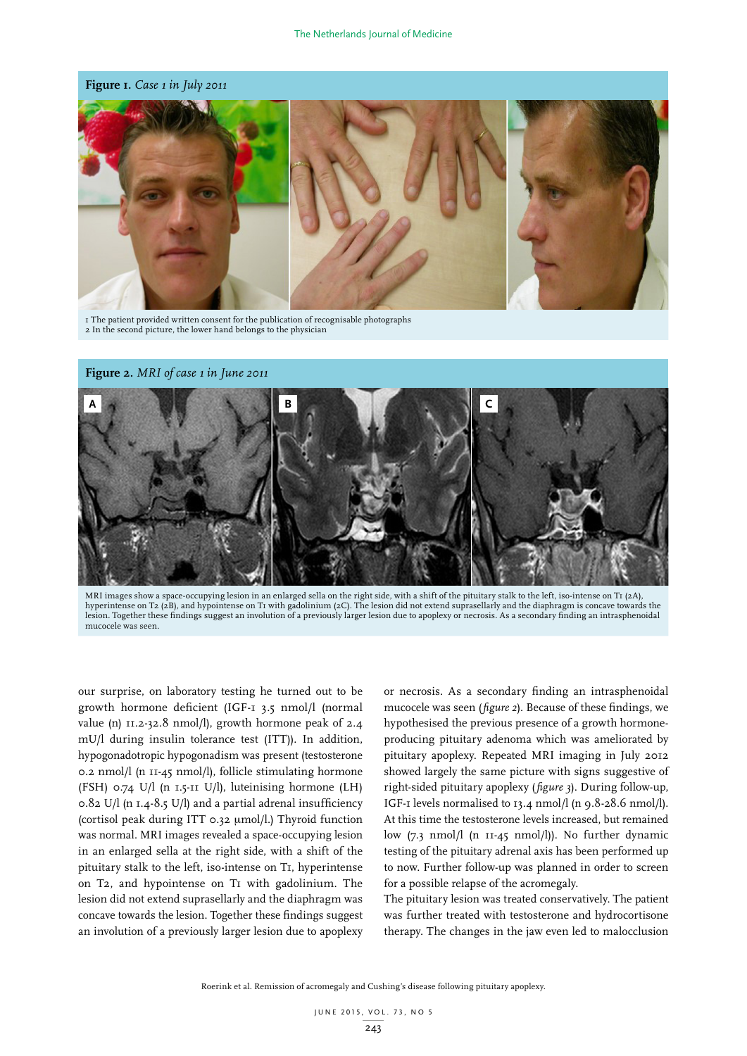**Figure 1.** *Case 1 in July 2011*

1 The patient provided written consent for the publication of recognisable photographs
2 In the second picture, the lower hand belongs to the physician

**Figure 2.** *MRI of case 1 in June 2011*

MRI images show a space-occupying lesion in an enlarged sella on the right side, with a shift of the pituitary stalk to the left, iso-intense on T1 (2A), hyperintense on T2 (2B), and hypointense on T1 with gadolinium (2C). The lesion did not extend suprasellarly and the diaphragm is concave towards the lesion. Together these findings suggest an involution of a previously larger lesion due to apoplexy or necrosis. As a secondary finding an intrasphenoidal mucocele was seen.

our surprise, on laboratory testing he turned out to be growth hormone deficient (IGF-1 3.5 nmol/l (normal value (n) 11.2-32.8 nmol/l), growth hormone peak of 2.4 mU/l during insulin tolerance test (ITT)). In addition, hypogonadotropic hypogonadism was present (testosterone 0.2 nmol/l (n 11-45 nmol/l), follicle stimulating hormone (FSH) 0.74 U/l (n 1.5-11 U/l), luteinising hormone (LH) 0.82 U/l (n 1.4-8.5 U/l) and a partial adrenal insufficiency (cortisol peak during ITT 0.32 μmol/l.) Thyroid function was normal. MRI images revealed a space-occupying lesion in an enlarged sella at the right side, with a shift of the pituitary stalk to the left, iso-intense on T1, hyperintense on T2, and hypointense on T1 with gadolinium. The lesion did not extend suprasellarly and the diaphragm was concave towards the lesion. Together these findings suggest an involution of a previously larger lesion due to apoplexy or necrosis. As a secondary finding an intrasphenoidal mucocele was seen (*figure 2*). Because of these findings, we hypothesised the previous presence of a growth hormone-producing pituitary adenoma which was ameliorated by pituitary apoplexy. Repeated MRI imaging in July 2012 showed largely the same picture with signs suggestive of right-sided pituitary apoplexy (*figure 3*). During follow-up, IGF-1 levels normalised to 13.4 nmol/l (n 9.8-28.6 nmol/l). At this time the testosterone levels increased, but remained low (7.3 nmol/l (n 11-45 nmol/l)). No further dynamic testing of the pituitary adrenal axis has been performed up to now. Further follow-up was planned in order to screen for a possible relapse of the acromegaly.

The pituitary lesion was treated conservatively. The patient was further treated with testosterone and hydrocortisone therapy. The changes in the jaw even led to malocclusion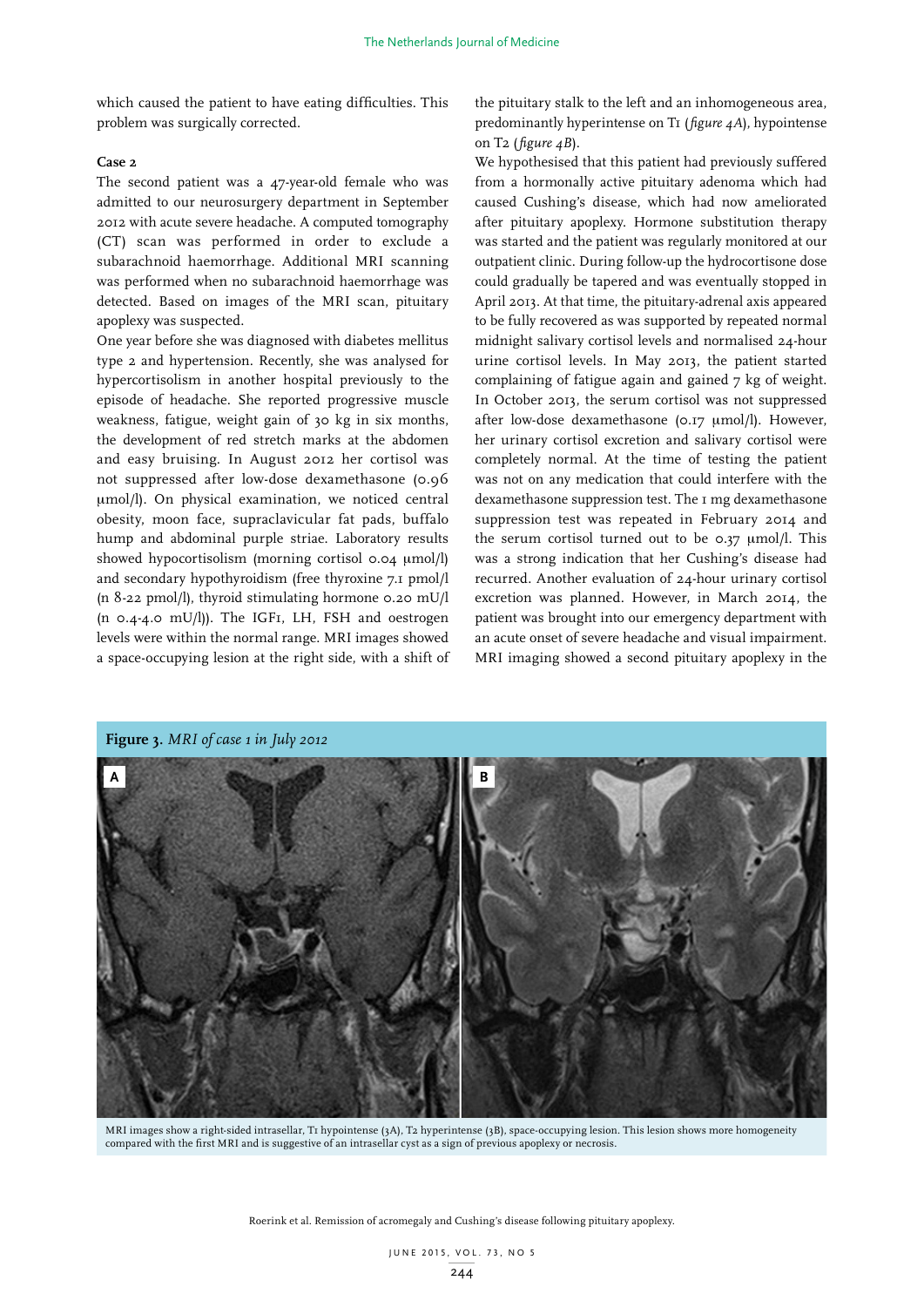which caused the patient to have eating difficulties. This problem was surgically corrected.

**Case 2**

The second patient was a 47-year-old female who was admitted to our neurosurgery department in September 2012 with acute severe headache. A computed tomography (CT) scan was performed in order to exclude a subarachnoid haemorrhage. Additional MRI scanning was performed when no subarachnoid haemorrhage was detected. Based on images of the MRI scan, pituitary apoplexy was suspected.

One year before she was diagnosed with diabetes mellitus type 2 and hypertension. Recently, she was analysed for hypercortisolism in another hospital previously to the episode of headache. She reported progressive muscle weakness, fatigue, weight gain of 30 kg in six months, the development of red stretch marks at the abdomen and easy bruising. In August 2012 her cortisol was not suppressed after low-dose dexamethasone (0.96 μmol/l). On physical examination, we noticed central obesity, moon face, supraclavicular fat pads, buffalo hump and abdominal purple striae. Laboratory results showed hypocortisolism (morning cortisol 0.04 μmol/l) and secondary hypothyroidism (free thyroxine 7.1 pmol/l (n 8-22 pmol/l), thyroid stimulating hormone 0.20 mU/l (n 0.4-4.0 mU/l)). The IGF1, LH, FSH and oestrogen levels were within the normal range. MRI images showed a space-occupying lesion at the right side, with a shift of the pituitary stalk to the left and an inhomogeneous area, predominantly hyperintense on T1 (*figure 4A*), hypointense on T2 (*figure 4B*).

We hypothesised that this patient had previously suffered from a hormonally active pituitary adenoma which had caused Cushing's disease, which had now ameliorated after pituitary apoplexy. Hormone substitution therapy was started and the patient was regularly monitored at our outpatient clinic. During follow-up the hydrocortisone dose could gradually be tapered and was eventually stopped in April 2013. At that time, the pituitary-adrenal axis appeared to be fully recovered as was supported by repeated normal midnight salivary cortisol levels and normalised 24-hour urine cortisol levels. In May 2013, the patient started complaining of fatigue again and gained 7 kg of weight. In October 2013, the serum cortisol was not suppressed after low-dose dexamethasone (0.17 μmol/l). However, her urinary cortisol excretion and salivary cortisol were completely normal. At the time of testing the patient was not on any medication that could interfere with the dexamethasone suppression test. The 1 mg dexamethasone suppression test was repeated in February 2014 and the serum cortisol turned out to be 0.37 μmol/l. This was a strong indication that her Cushing's disease had recurred. Another evaluation of 24-hour urinary cortisol excretion was planned. However, in March 2014, the patient was brought into our emergency department with an acute onset of severe headache and visual impairment. MRI imaging showed a second pituitary apoplexy in the

**Figure 3.** *MRI of case 1 in July 2012*

MRI images show a right-sided intrasellar, T1 hypointense (3A), T2 hyperintense (3B), space-occupying lesion. This lesion shows more homogeneity compared with the first MRI and is suggestive of an intrasellar cyst as a sign of previous apoplexy or necrosis.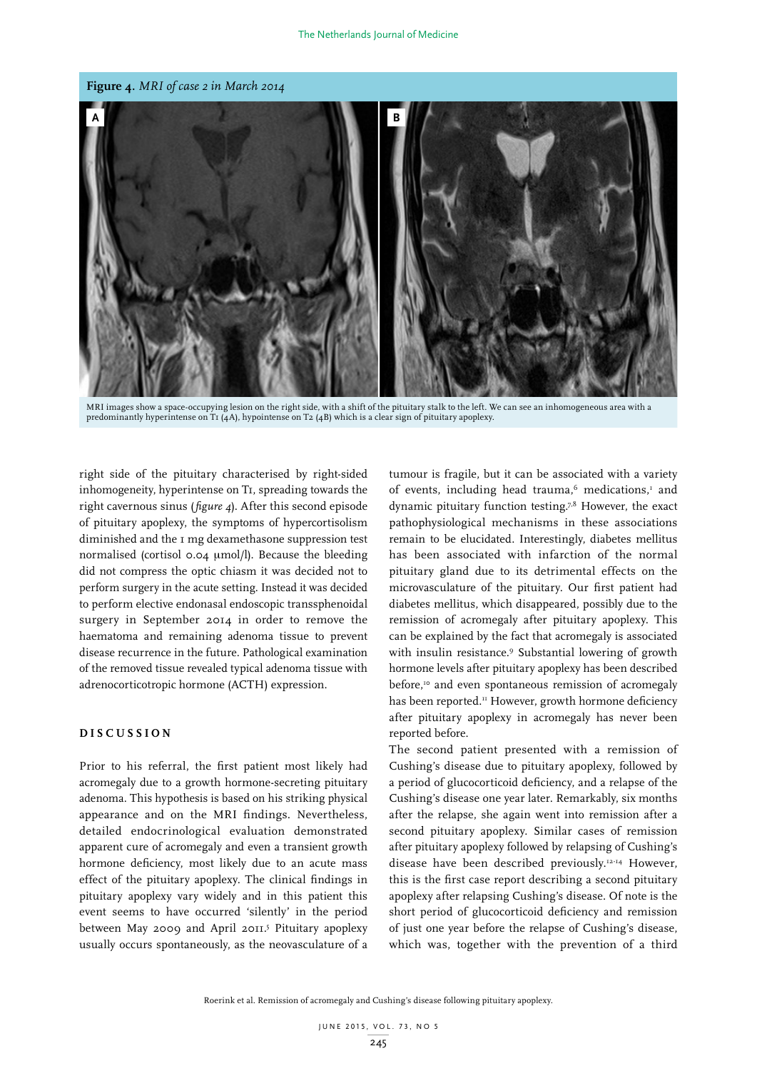**Figure 4.** *MRI of case 2 in March 2014*

MRI images show a space-occupying lesion on the right side, with a shift of the pituitary stalk to the left. We can see an inhomogeneous area with a predominantly hyperintense on T1 (4A), hypointense on T2 (4B) which is a clear sign of pituitary apoplexy.

right side of the pituitary characterised by right-sided inhomogeneity, hyperintense on T1, spreading towards the right cavernous sinus (*figure 4*). After this second episode of pituitary apoplexy, the symptoms of hypercortisolism diminished and the 1 mg dexamethasone suppression test normalised (cortisol 0.04 μmol/l). Because the bleeding did not compress the optic chiasm it was decided not to perform surgery in the acute setting. Instead it was decided to perform elective endonasal endoscopic transsphenoidal surgery in September 2014 in order to remove the haematoma and remaining adenoma tissue to prevent disease recurrence in the future. Pathological examination of the removed tissue revealed typical adenoma tissue with adrenocorticotropic hormone (ACTH) expression.

## DISCUSSION

Prior to his referral, the first patient most likely had acromegaly due to a growth hormone-secreting pituitary adenoma. This hypothesis is based on his striking physical appearance and on the MRI findings. Nevertheless, detailed endocrinological evaluation demonstrated apparent cure of acromegaly and even a transient growth hormone deficiency, most likely due to an acute mass effect of the pituitary apoplexy. The clinical findings in pituitary apoplexy vary widely and in this patient this event seems to have occurred 'silently' in the period between May 2009 and April 2011.[5] Pituitary apoplexy usually occurs spontaneously, as the neovasculature of a tumour is fragile, but it can be associated with a variety of events, including head trauma,[6] medications,[1] and dynamic pituitary function testing.[7,8] However, the exact pathophysiological mechanisms in these associations remain to be elucidated. Interestingly, diabetes mellitus has been associated with infarction of the normal pituitary gland due to its detrimental effects on the microvasculature of the pituitary. Our first patient had diabetes mellitus, which disappeared, possibly due to the remission of acromegaly after pituitary apoplexy. This can be explained by the fact that acromegaly is associated with insulin resistance.[9] Substantial lowering of growth hormone levels after pituitary apoplexy has been described before,[10] and even spontaneous remission of acromegaly has been reported.[11] However, growth hormone deficiency after pituitary apoplexy in acromegaly has never been reported before.

The second patient presented with a remission of Cushing's disease due to pituitary apoplexy, followed by a period of glucocorticoid deficiency, and a relapse of the Cushing's disease one year later. Remarkably, six months after the relapse, she again went into remission after a second pituitary apoplexy. Similar cases of remission after pituitary apoplexy followed by relapsing of Cushing's disease have been described previously.[12-14] However, this is the first case report describing a second pituitary apoplexy after relapsing Cushing's disease. Of note is the short period of glucocorticoid deficiency and remission of just one year before the relapse of Cushing's disease, which was, together with the prevention of a third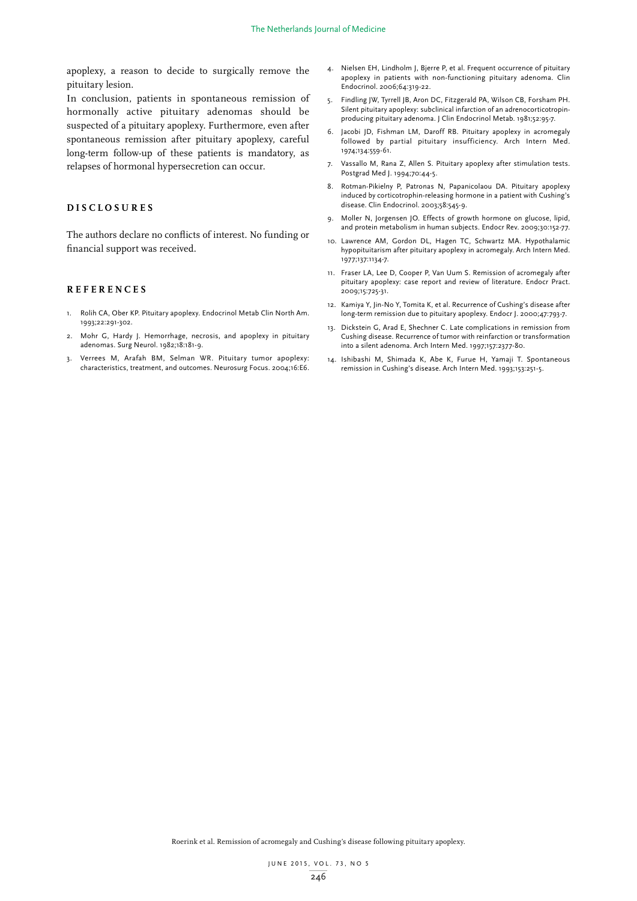apoplexy, a reason to decide to surgically remove the pituitary lesion.

In conclusion, patients in spontaneous remission of hormonally active pituitary adenomas should be suspected of a pituitary apoplexy. Furthermore, even after spontaneous remission after pituitary apoplexy, careful long-term follow-up of these patients is mandatory, as relapses of hormonal hypersecretion can occur.

## DISCLOSURES

The authors declare no conflicts of interest. No funding or financial support was received.

## REFERENCES

1. Rolih CA, Ober KP. Pituitary apoplexy. Endocrinol Metab Clin North Am. 1993;22:291-302.
2. Mohr G, Hardy J. Hemorrhage, necrosis, and apoplexy in pituitary adenomas. Surg Neurol. 1982;18:181-9.
3. Verrees M, Arafah BM, Selman WR. Pituitary tumor apoplexy: characteristics, treatment, and outcomes. Neurosurg Focus. 2004;16:E6.
4. Nielsen EH, Lindholm J, Bjerre P, et al. Frequent occurrence of pituitary apoplexy in patients with non-functioning pituitary adenoma. Clin Endocrinol. 2006;64:319-22.
5. Findling JW, Tyrrell JB, Aron DC, Fitzgerald PA, Wilson CB, Forsham PH. Silent pituitary apoplexy: subclinical infarction of an adrenocorticotropin-producing pituitary adenoma. J Clin Endocrinol Metab. 1981;52:95-7.
6. Jacobi JD, Fishman LM, Daroff RB. Pituitary apoplexy in acromegaly followed by partial pituitary insufficiency. Arch Intern Med. 1974;134:559-61.
7. Vassallo M, Rana Z, Allen S. Pituitary apoplexy after stimulation tests. Postgrad Med J. 1994;70:44-5.
8. Rotman-Pikielny P, Patronas N, Papanicolaou DA. Pituitary apoplexy induced by corticotrophin-releasing hormone in a patient with Cushing's disease. Clin Endocrinol. 2003;58:545-9.
9. Moller N, Jorgensen JO. Effects of growth hormone on glucose, lipid, and protein metabolism in human subjects. Endocr Rev. 2009;30:152-77.
10. Lawrence AM, Gordon DL, Hagen TC, Schwartz MA. Hypothalamic hypopituitarism after pituitary apoplexy in acromegaly. Arch Intern Med. 1977;137:1134-7.
11. Fraser LA, Lee D, Cooper P, Van Uum S. Remission of acromegaly after pituitary apoplexy: case report and review of literature. Endocr Pract. 2009;15:725-31.
12. Kamiya Y, Jin-No Y, Tomita K, et al. Recurrence of Cushing's disease after long-term remission due to pituitary apoplexy. Endocr J. 2000;47:793-7.
13. Dickstein G, Arad E, Shechner C. Late complications in remission from Cushing disease. Recurrence of tumor with reinfarction or transformation into a silent adenoma. Arch Intern Med. 1997;157:2377-80.
14. Ishibashi M, Shimada K, Abe K, Furue H, Yamaji T. Spontaneous remission in Cushing's disease. Arch Intern Med. 1993;153:251-5.